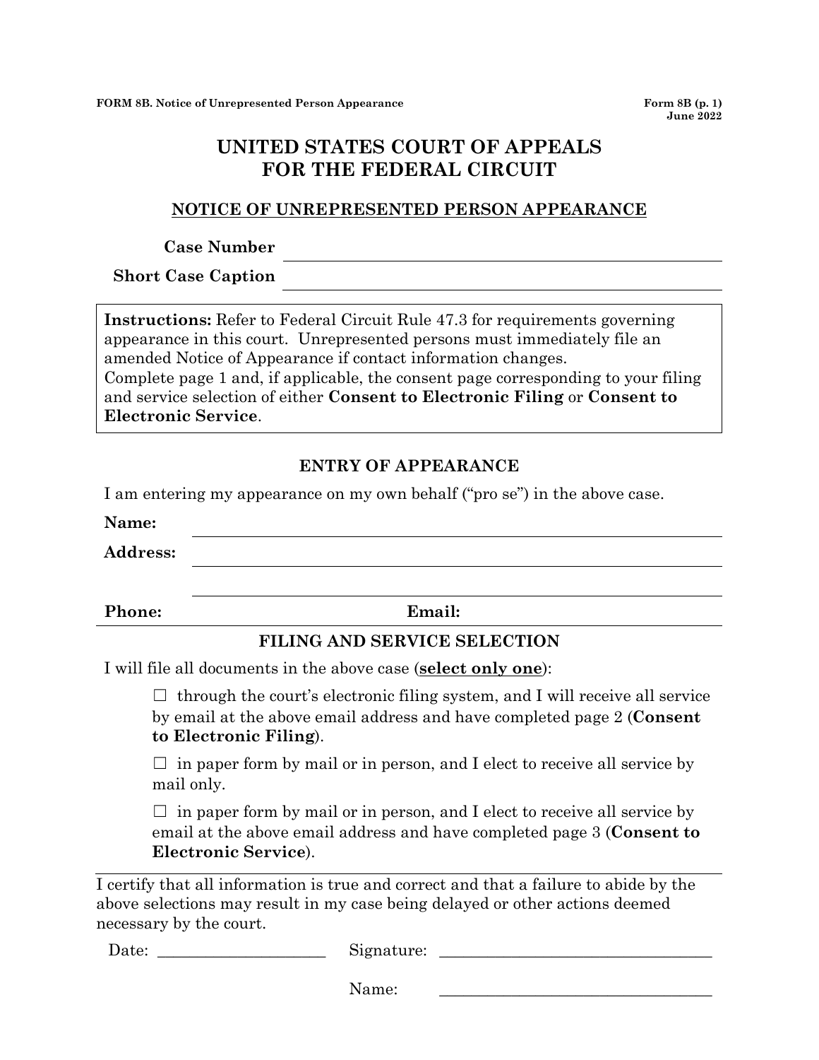FORM 8B. Notice of Unrepresented Person Appearance

Form 8B (p. 1)
June 2022

# UNITED STATES COURT OF APPEALS FOR THE FEDERAL CIRCUIT

## NOTICE OF UNREPRESENTED PERSON APPEARANCE

**Case Number** ______________________________

**Short Case Caption** ______________________________

**Instructions:** Refer to Federal Circuit Rule 47.3 for requirements governing appearance in this court. Unrepresented persons must immediately file an amended Notice of Appearance if contact information changes.
Complete page 1 and, if applicable, the consent page corresponding to your filing and service selection of either **Consent to Electronic Filing** or **Consent to Electronic Service**.

### ENTRY OF APPEARANCE

I am entering my appearance on my own behalf ("pro se") in the above case.

**Name:** ______________________________

**Address:** ______________________________

______________________________

**Phone:** ______________ **Email:** ______________

### FILING AND SERVICE SELECTION

I will file all documents in the above case (**select only one**):

☐ through the court's electronic filing system, and I will receive all service by email at the above email address and have completed page 2 (**Consent to Electronic Filing**).

☐ in paper form by mail or in person, and I elect to receive all service by mail only.

☐ in paper form by mail or in person, and I elect to receive all service by email at the above email address and have completed page 3 (**Consent to Electronic Service**).

I certify that all information is true and correct and that a failure to abide by the above selections may result in my case being delayed or other actions deemed necessary by the court.

Date: ____________________ Signature: ______________________________

Name: ______________________________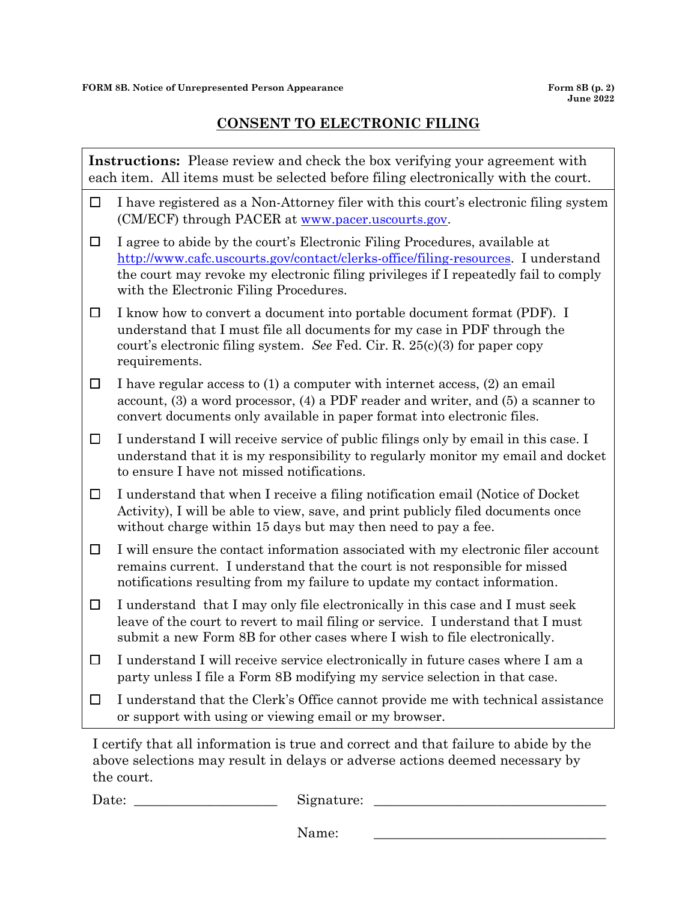## CONSENT TO ELECTRONIC FILING

**Instructions:** Please review and check the box verifying your agreement with each item. All items must be selected before filing electronically with the court.

- ☐ I have registered as a Non-Attorney filer with this court's electronic filing system (CM/ECF) through PACER at www.pacer.uscourts.gov.
- ☐ I agree to abide by the court's Electronic Filing Procedures, available at http://www.cafc.uscourts.gov/contact/clerks-office/filing-resources. I understand the court may revoke my electronic filing privileges if I repeatedly fail to comply with the Electronic Filing Procedures.
- ☐ I know how to convert a document into portable document format (PDF). I understand that I must file all documents for my case in PDF through the court's electronic filing system. *See* Fed. Cir. R. 25(c)(3) for paper copy requirements.
- ☐ I have regular access to (1) a computer with internet access, (2) an email account, (3) a word processor, (4) a PDF reader and writer, and (5) a scanner to convert documents only available in paper format into electronic files.
- ☐ I understand I will receive service of public filings only by email in this case. I understand that it is my responsibility to regularly monitor my email and docket to ensure I have not missed notifications.
- ☐ I understand that when I receive a filing notification email (Notice of Docket Activity), I will be able to view, save, and print publicly filed documents once without charge within 15 days but may then need to pay a fee.
- ☐ I will ensure the contact information associated with my electronic filer account remains current. I understand that the court is not responsible for missed notifications resulting from my failure to update my contact information.
- ☐ I understand that I may only file electronically in this case and I must seek leave of the court to revert to mail filing or service. I understand that I must submit a new Form 8B for other cases where I wish to file electronically.
- ☐ I understand I will receive service electronically in future cases where I am a party unless I file a Form 8B modifying my service selection in that case.
- ☐ I understand that the Clerk's Office cannot provide me with technical assistance or support with using or viewing email or my browser.

I certify that all information is true and correct and that failure to abide by the above selections may result in delays or adverse actions deemed necessary by the court.

Date: ____________________ Signature: ________________________________

Name: ________________________________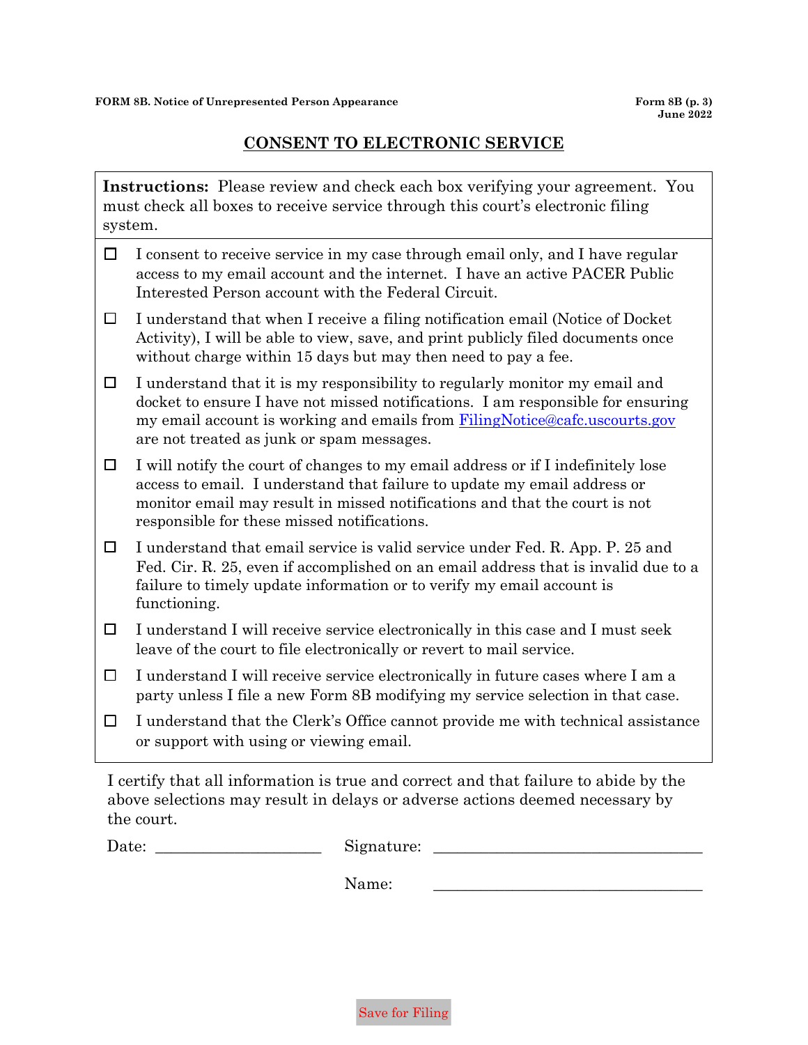# CONSENT TO ELECTRONIC SERVICE

**Instructions:** Please review and check each box verifying your agreement. You must check all boxes to receive service through this court's electronic filing system.

- ☐ I consent to receive service in my case through email only, and I have regular access to my email account and the internet. I have an active PACER Public Interested Person account with the Federal Circuit.
- ☐ I understand that when I receive a filing notification email (Notice of Docket Activity), I will be able to view, save, and print publicly filed documents once without charge within 15 days but may then need to pay a fee.
- ☐ I understand that it is my responsibility to regularly monitor my email and docket to ensure I have not missed notifications. I am responsible for ensuring my email account is working and emails from FilingNotice@cafc.uscourts.gov are not treated as junk or spam messages.
- ☐ I will notify the court of changes to my email address or if I indefinitely lose access to email. I understand that failure to update my email address or monitor email may result in missed notifications and that the court is not responsible for these missed notifications.
- ☐ I understand that email service is valid service under Fed. R. App. P. 25 and Fed. Cir. R. 25, even if accomplished on an email address that is invalid due to a failure to timely update information or to verify my email account is functioning.
- ☐ I understand I will receive service electronically in this case and I must seek leave of the court to file electronically or revert to mail service.
- ☐ I understand I will receive service electronically in future cases where I am a party unless I file a new Form 8B modifying my service selection in that case.
- ☐ I understand that the Clerk's Office cannot provide me with technical assistance or support with using or viewing email.

I certify that all information is true and correct and that failure to abide by the above selections may result in delays or adverse actions deemed necessary by the court.

Date: ____________________ Signature: ________________________________

Name: ________________________________

Save for Filing